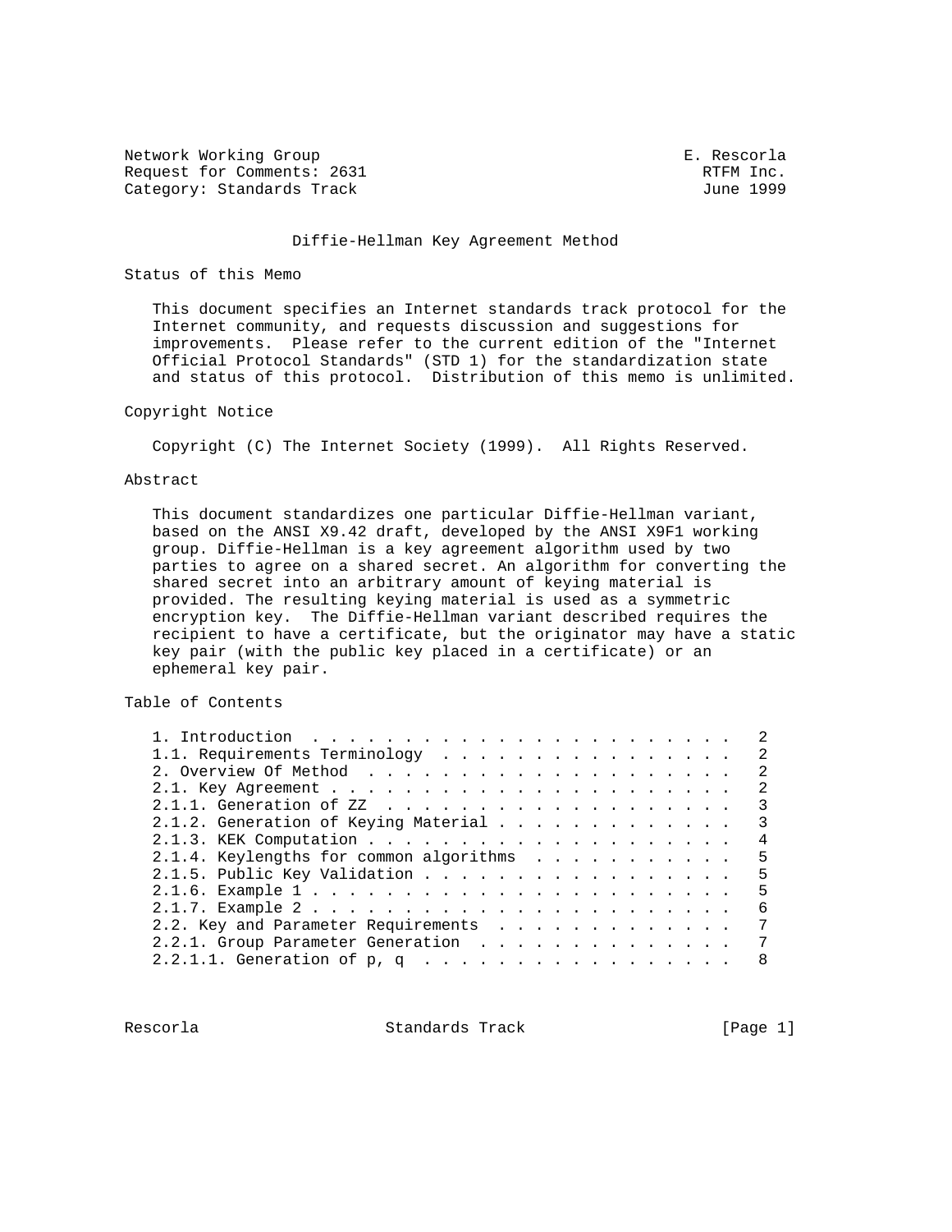Network Working Group E. Rescorla
Request for Comments: 2631 RTFM Inc.
Category: Standards Track June 1999

# Diffie-Hellman Key Agreement Method

## Status of this Memo

This document specifies an Internet standards track protocol for the Internet community, and requests discussion and suggestions for improvements. Please refer to the current edition of the "Internet Official Protocol Standards" (STD 1) for the standardization state and status of this protocol. Distribution of this memo is unlimited.

## Copyright Notice

Copyright (C) The Internet Society (1999). All Rights Reserved.

## Abstract

This document standardizes one particular Diffie-Hellman variant, based on the ANSI X9.42 draft, developed by the ANSI X9F1 working group. Diffie-Hellman is a key agreement algorithm used by two parties to agree on a shared secret. An algorithm for converting the shared secret into an arbitrary amount of keying material is provided. The resulting keying material is used as a symmetric encryption key. The Diffie-Hellman variant described requires the recipient to have a certificate, but the originator may have a static key pair (with the public key placed in a certificate) or an ephemeral key pair.

## Table of Contents

```
1. Introduction . . . . . . . . . . . . . . . . . . . . . . . .   2
1.1. Requirements Terminology  . . . . . . . . . . . . . . . . .   2
2. Overview Of Method  . . . . . . . . . . . . . . . . . . . . .   2
2.1. Key Agreement . . . . . . . . . . . . . . . . . . . . . . .   2
2.1.1. Generation of ZZ  . . . . . . . . . . . . . . . . . . . .   3
2.1.2. Generation of Keying Material . . . . . . . . . . . . . .   3
2.1.3. KEK Computation . . . . . . . . . . . . . . . . . . . . .   4
2.1.4. Keylengths for common algorithms  . . . . . . . . . . . .   5
2.1.5. Public Key Validation . . . . . . . . . . . . . . . . . .   5
2.1.6. Example 1 . . . . . . . . . . . . . . . . . . . . . . . .   5
2.1.7. Example 2 . . . . . . . . . . . . . . . . . . . . . . . .   6
2.2. Key and Parameter Requirements  . . . . . . . . . . . . . .   7
2.2.1. Group Parameter Generation  . . . . . . . . . . . . . . .   7
2.2.1.1. Generation of p, q  . . . . . . . . . . . . . . . . . .   8
```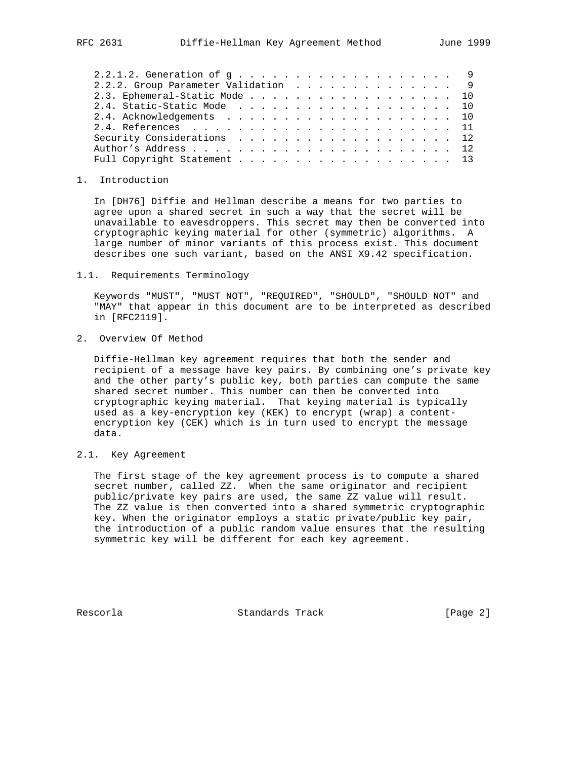2.2.1.2. Generation of g . . . . . . . . . . . . . . . . . . . .  9
2.2.2. Group Parameter Validation . . . . . . . . . . . . . . .  9
2.3. Ephemeral-Static Mode . . . . . . . . . . . . . . . . . . . 10
2.4. Static-Static Mode . . . . . . . . . . . . . . . . . . . . 10
2.4. Acknowledgements . . . . . . . . . . . . . . . . . . . . . 10
2.4. References . . . . . . . . . . . . . . . . . . . . . . . 11
Security Considerations . . . . . . . . . . . . . . . . . . . 12
Author's Address . . . . . . . . . . . . . . . . . . . . . . . 12
Full Copyright Statement . . . . . . . . . . . . . . . . . . . 13

## 1. Introduction

In [DH76] Diffie and Hellman describe a means for two parties to agree upon a shared secret in such a way that the secret will be unavailable to eavesdroppers. This secret may then be converted into cryptographic keying material for other (symmetric) algorithms. A large number of minor variants of this process exist. This document describes one such variant, based on the ANSI X9.42 specification.

### 1.1. Requirements Terminology

Keywords "MUST", "MUST NOT", "REQUIRED", "SHOULD", "SHOULD NOT" and "MAY" that appear in this document are to be interpreted as described in [RFC2119].

## 2. Overview Of Method

Diffie-Hellman key agreement requires that both the sender and recipient of a message have key pairs. By combining one's private key and the other party's public key, both parties can compute the same shared secret number. This number can then be converted into cryptographic keying material. That keying material is typically used as a key-encryption key (KEK) to encrypt (wrap) a content-encryption key (CEK) which is in turn used to encrypt the message data.

### 2.1. Key Agreement

The first stage of the key agreement process is to compute a shared secret number, called ZZ. When the same originator and recipient public/private key pairs are used, the same ZZ value will result. The ZZ value is then converted into a shared symmetric cryptographic key. When the originator employs a static private/public key pair, the introduction of a public random value ensures that the resulting symmetric key will be different for each key agreement.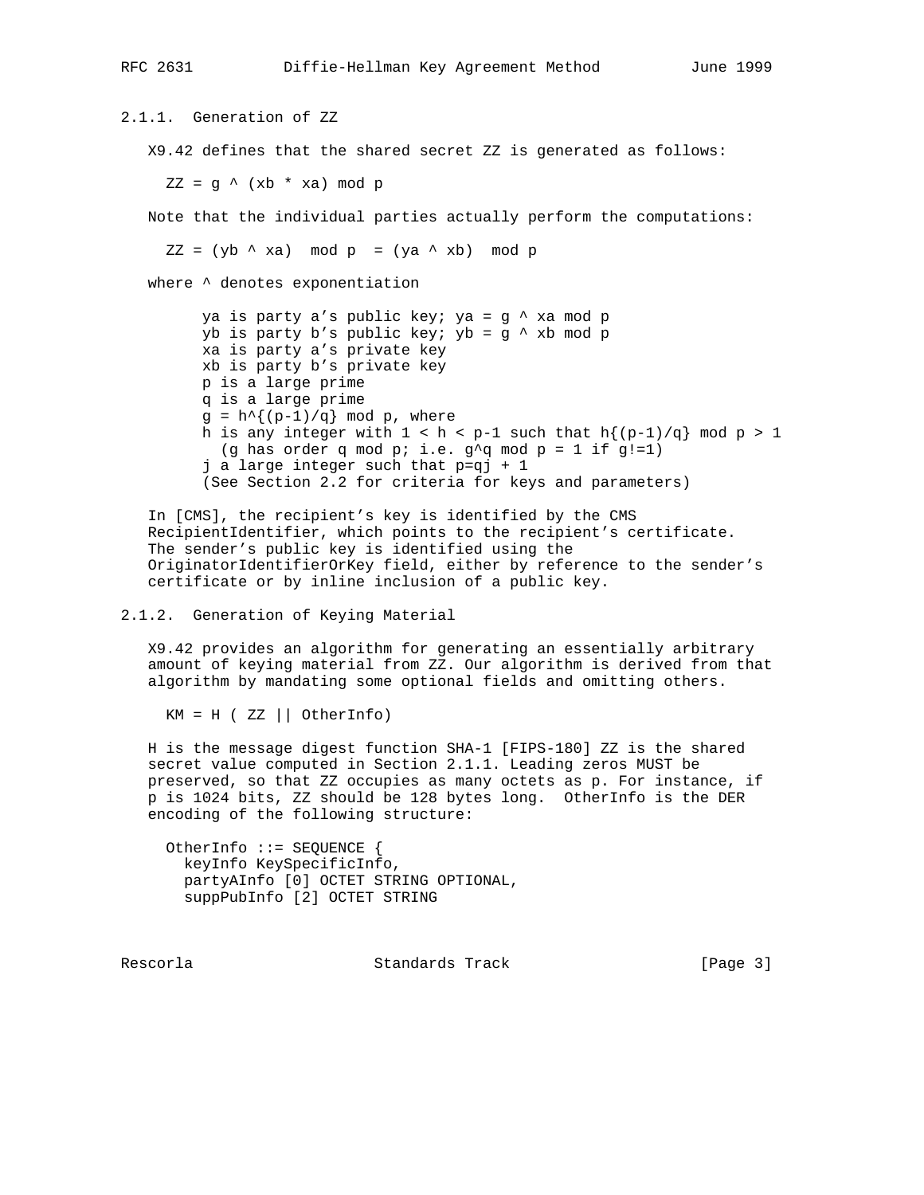### 2.1.1. Generation of ZZ

X9.42 defines that the shared secret ZZ is generated as follows:

$$ZZ = g ^ {(xb * xa)} \bmod p$$

Note that the individual parties actually perform the computations:

$$ZZ = (yb ^ {xa}) \bmod p = (ya ^ {xb}) \bmod p$$

where ^ denotes exponentiation

- ya is party a's public key; $ya = g ^ {xa} \bmod p$
- yb is party b's public key; $yb = g ^ {xb} \bmod p$
- xa is party a's private key
- xb is party b's private key
- p is a large prime
- q is a large prime
- $g = h^{(p-1)/q} \bmod p$, where
- h is any integer with $1 < h < p-1$ such that $h^{(p-1)/q} \bmod p > 1$
  (g has order q mod p; i.e. $g^q \bmod p = 1$ if $g!=1$)
- j a large integer such that $p=qj + 1$
- (See Section 2.2 for criteria for keys and parameters)

In [CMS], the recipient's key is identified by the CMS RecipientIdentifier, which points to the recipient's certificate. The sender's public key is identified using the OriginatorIdentifierOrKey field, either by reference to the sender's certificate or by inline inclusion of a public key.

### 2.1.2. Generation of Keying Material

X9.42 provides an algorithm for generating an essentially arbitrary amount of keying material from ZZ. Our algorithm is derived from that algorithm by mandating some optional fields and omitting others.

$$KM = H ( ZZ || OtherInfo)$$

H is the message digest function SHA-1 [FIPS-180] ZZ is the shared secret value computed in Section 2.1.1. Leading zeros MUST be preserved, so that ZZ occupies as many octets as p. For instance, if p is 1024 bits, ZZ should be 128 bytes long. OtherInfo is the DER encoding of the following structure:

```
OtherInfo ::= SEQUENCE {
  keyInfo KeySpecificInfo,
  partyAInfo [0] OCTET STRING OPTIONAL,
  suppPubInfo [2] OCTET STRING
```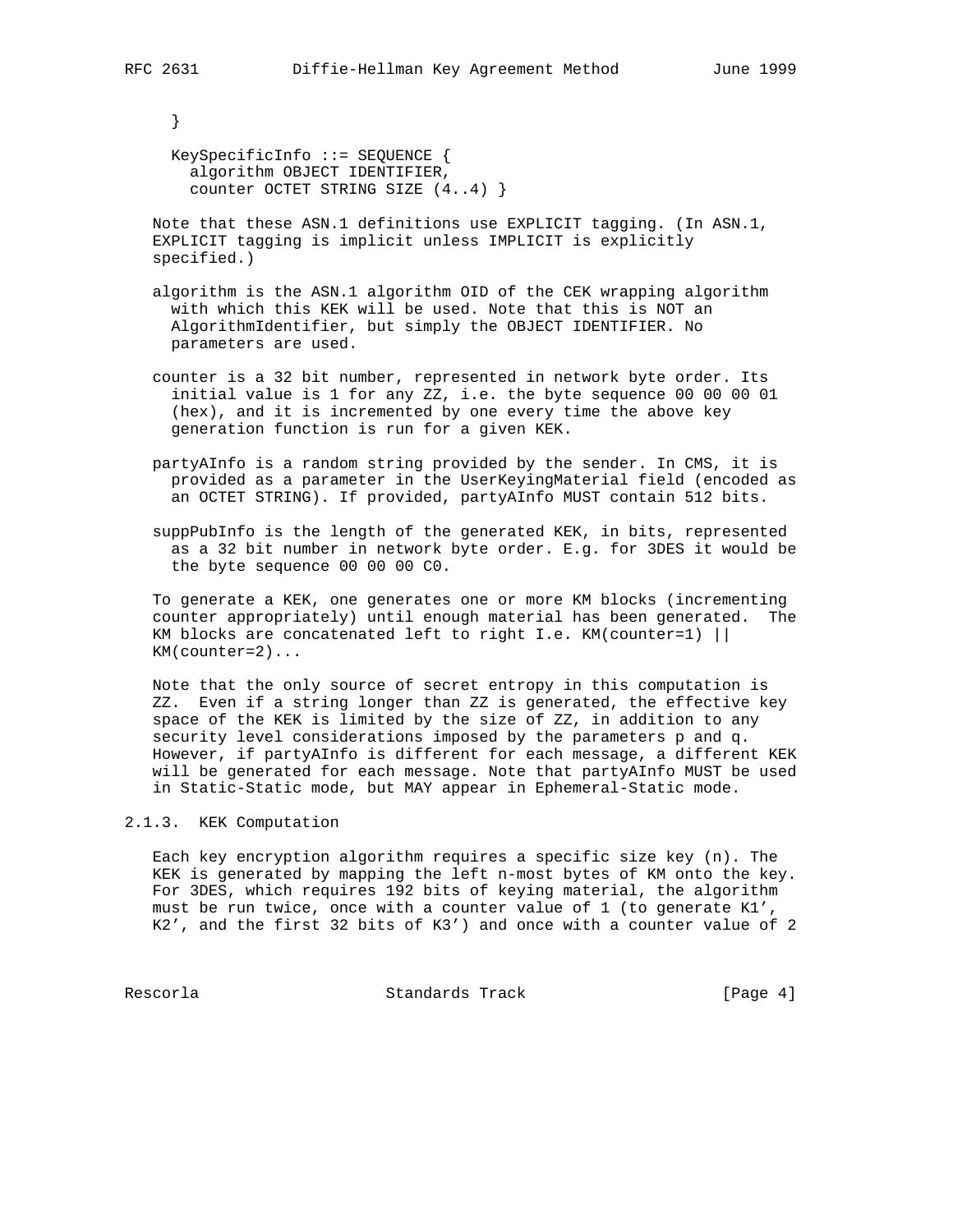```
}

KeySpecificInfo ::= SEQUENCE {
  algorithm OBJECT IDENTIFIER,
  counter OCTET STRING SIZE (4..4) }
```

Note that these ASN.1 definitions use EXPLICIT tagging. (In ASN.1, EXPLICIT tagging is implicit unless IMPLICIT is explicitly specified.)

algorithm is the ASN.1 algorithm OID of the CEK wrapping algorithm with which this KEK will be used. Note that this is NOT an AlgorithmIdentifier, but simply the OBJECT IDENTIFIER. No parameters are used.

counter is a 32 bit number, represented in network byte order. Its initial value is 1 for any ZZ, i.e. the byte sequence 00 00 00 01 (hex), and it is incremented by one every time the above key generation function is run for a given KEK.

partyAInfo is a random string provided by the sender. In CMS, it is provided as a parameter in the UserKeyingMaterial field (encoded as an OCTET STRING). If provided, partyAInfo MUST contain 512 bits.

suppPubInfo is the length of the generated KEK, in bits, represented as a 32 bit number in network byte order. E.g. for 3DES it would be the byte sequence 00 00 00 C0.

To generate a KEK, one generates one or more KM blocks (incrementing counter appropriately) until enough material has been generated. The KM blocks are concatenated left to right I.e. KM(counter=1) || KM(counter=2)...

Note that the only source of secret entropy in this computation is ZZ. Even if a string longer than ZZ is generated, the effective key space of the KEK is limited by the size of ZZ, in addition to any security level considerations imposed by the parameters p and q. However, if partyAInfo is different for each message, a different KEK will be generated for each message. Note that partyAInfo MUST be used in Static-Static mode, but MAY appear in Ephemeral-Static mode.

### 2.1.3. KEK Computation

Each key encryption algorithm requires a specific size key (n). The KEK is generated by mapping the left n-most bytes of KM onto the key. For 3DES, which requires 192 bits of keying material, the algorithm must be run twice, once with a counter value of 1 (to generate K1', K2', and the first 32 bits of K3') and once with a counter value of 2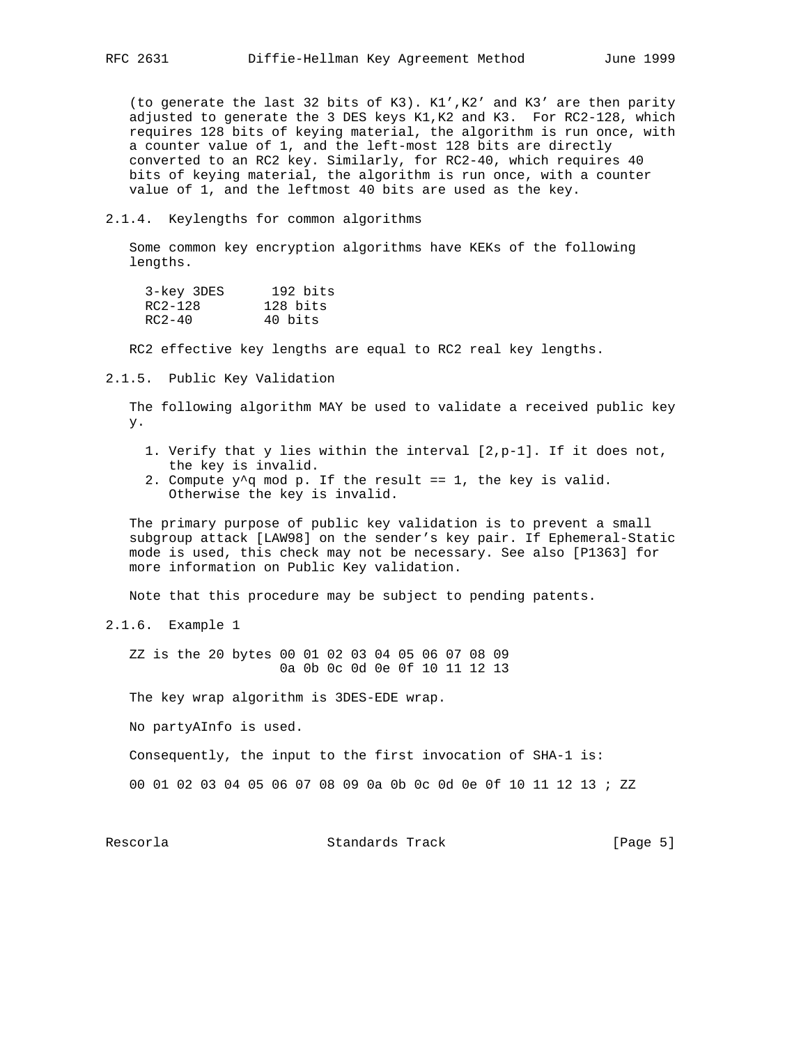(to generate the last 32 bits of K3). K1',K2' and K3' are then parity adjusted to generate the 3 DES keys K1,K2 and K3. For RC2-128, which requires 128 bits of keying material, the algorithm is run once, with a counter value of 1, and the left-most 128 bits are directly converted to an RC2 key. Similarly, for RC2-40, which requires 40 bits of keying material, the algorithm is run once, with a counter value of 1, and the leftmost 40 bits are used as the key.

### 2.1.4. Keylengths for common algorithms

Some common key encryption algorithms have KEKs of the following lengths.

```
3-key 3DES      192 bits
RC2-128        128 bits
RC2-40         40 bits
```

RC2 effective key lengths are equal to RC2 real key lengths.

### 2.1.5. Public Key Validation

The following algorithm MAY be used to validate a received public key y.

1. Verify that y lies within the interval [2,p-1]. If it does not, the key is invalid.
2. Compute y^q mod p. If the result == 1, the key is valid. Otherwise the key is invalid.

The primary purpose of public key validation is to prevent a small subgroup attack [LAW98] on the sender's key pair. If Ephemeral-Static mode is used, this check may not be necessary. See also [P1363] for more information on Public Key validation.

Note that this procedure may be subject to pending patents.

### 2.1.6. Example 1

```
ZZ is the 20 bytes 00 01 02 03 04 05 06 07 08 09
                   0a 0b 0c 0d 0e 0f 10 11 12 13
```

The key wrap algorithm is 3DES-EDE wrap.

No partyAInfo is used.

Consequently, the input to the first invocation of SHA-1 is:

```
00 01 02 03 04 05 06 07 08 09 0a 0b 0c 0d 0e 0f 10 11 12 13 ; ZZ
```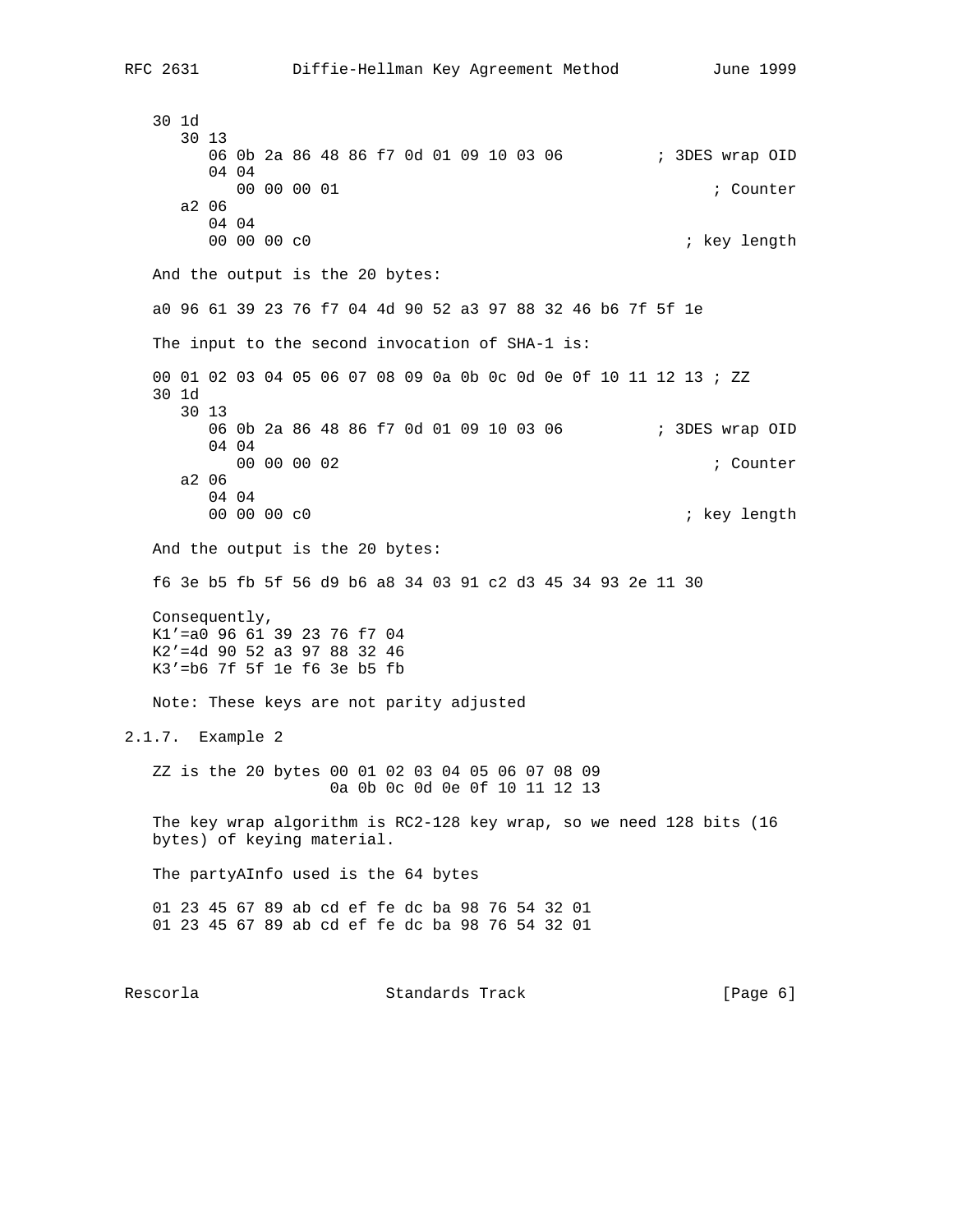```
30 1d
   30 13
      06 0b 2a 86 48 86 f7 0d 01 09 10 03 06          ; 3DES wrap OID
      04 04
         00 00 00 01                                          ; Counter
   a2 06
      04 04
      00 00 00 c0                                          ; key length
```

And the output is the 20 bytes:

```
a0 96 61 39 23 76 f7 04 4d 90 52 a3 97 88 32 46 b6 7f 5f 1e
```

The input to the second invocation of SHA-1 is:

```
00 01 02 03 04 05 06 07 08 09 0a 0b 0c 0d 0e 0f 10 11 12 13 ; ZZ
30 1d
   30 13
      06 0b 2a 86 48 86 f7 0d 01 09 10 03 06          ; 3DES wrap OID
      04 04
         00 00 00 02                                          ; Counter
   a2 06
      04 04
      00 00 00 c0                                          ; key length
```

And the output is the 20 bytes:

```
f6 3e b5 fb 5f 56 d9 b6 a8 34 03 91 c2 d3 45 34 93 2e 11 30
```

Consequently,

```
K1'=a0 96 61 39 23 76 f7 04
K2'=4d 90 52 a3 97 88 32 46
K3'=b6 7f 5f 1e f6 3e b5 fb
```

Note: These keys are not parity adjusted

### 2.1.7. Example 2

ZZ is the 20 bytes 00 01 02 03 04 05 06 07 08 09 0a 0b 0c 0d 0e 0f 10 11 12 13

The key wrap algorithm is RC2-128 key wrap, so we need 128 bits (16 bytes) of keying material.

The partyAInfo used is the 64 bytes

```
01 23 45 67 89 ab cd ef fe dc ba 98 76 54 32 01
01 23 45 67 89 ab cd ef fe dc ba 98 76 54 32 01
```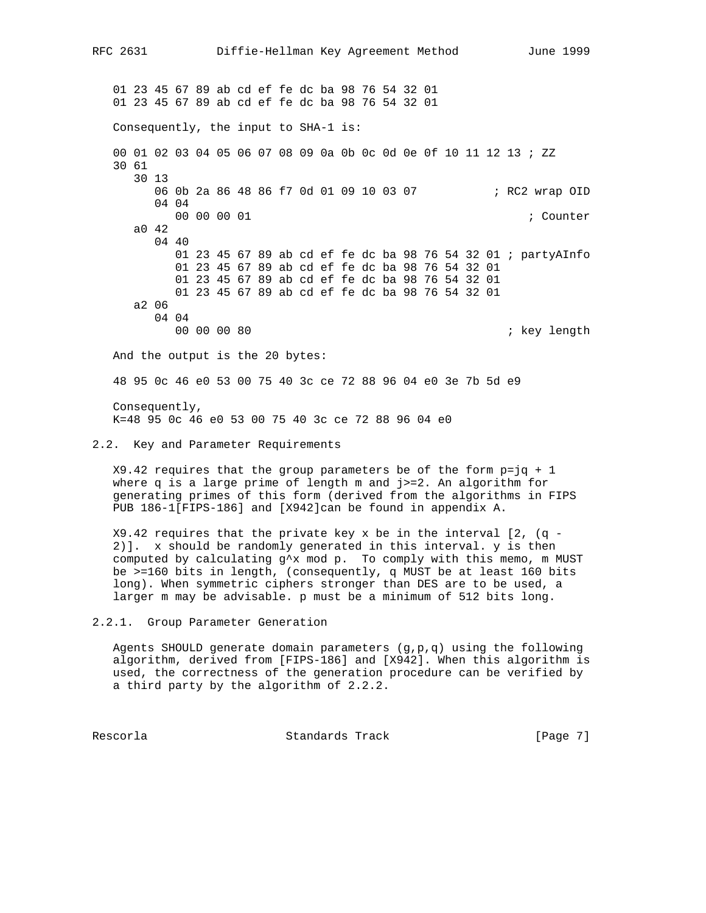```
01 23 45 67 89 ab cd ef fe dc ba 98 76 54 32 01
01 23 45 67 89 ab cd ef fe dc ba 98 76 54 32 01
```

Consequently, the input to SHA-1 is:

```
00 01 02 03 04 05 06 07 08 09 0a 0b 0c 0d 0e 0f 10 11 12 13 ; ZZ
30 61
   30 13
      06 0b 2a 86 48 86 f7 0d 01 09 10 03 07           ; RC2 wrap OID
      04 04
         00 00 00 01                                        ; Counter
   a0 42
      04 40
         01 23 45 67 89 ab cd ef fe dc ba 98 76 54 32 01 ; partyAInfo
         01 23 45 67 89 ab cd ef fe dc ba 98 76 54 32 01
         01 23 45 67 89 ab cd ef fe dc ba 98 76 54 32 01
         01 23 45 67 89 ab cd ef fe dc ba 98 76 54 32 01
   a2 06
      04 04
         00 00 00 80                                     ; key length
```

And the output is the 20 bytes:

```
48 95 0c 46 e0 53 00 75 40 3c ce 72 88 96 04 e0 3e 7b 5d e9
```

Consequently,
K=48 95 0c 46 e0 53 00 75 40 3c ce 72 88 96 04 e0

## 2.2. Key and Parameter Requirements

X9.42 requires that the group parameters be of the form p=jq + 1 where q is a large prime of length m and j>=2. An algorithm for generating primes of this form (derived from the algorithms in FIPS PUB 186-1[FIPS-186] and [X942]can be found in appendix A.

X9.42 requires that the private key x be in the interval [2, (q - 2)]. x should be randomly generated in this interval. y is then computed by calculating g^x mod p. To comply with this memo, m MUST be >=160 bits in length, (consequently, q MUST be at least 160 bits long). When symmetric ciphers stronger than DES are to be used, a larger m may be advisable. p must be a minimum of 512 bits long.

### 2.2.1. Group Parameter Generation

Agents SHOULD generate domain parameters (g,p,q) using the following algorithm, derived from [FIPS-186] and [X942]. When this algorithm is used, the correctness of the generation procedure can be verified by a third party by the algorithm of 2.2.2.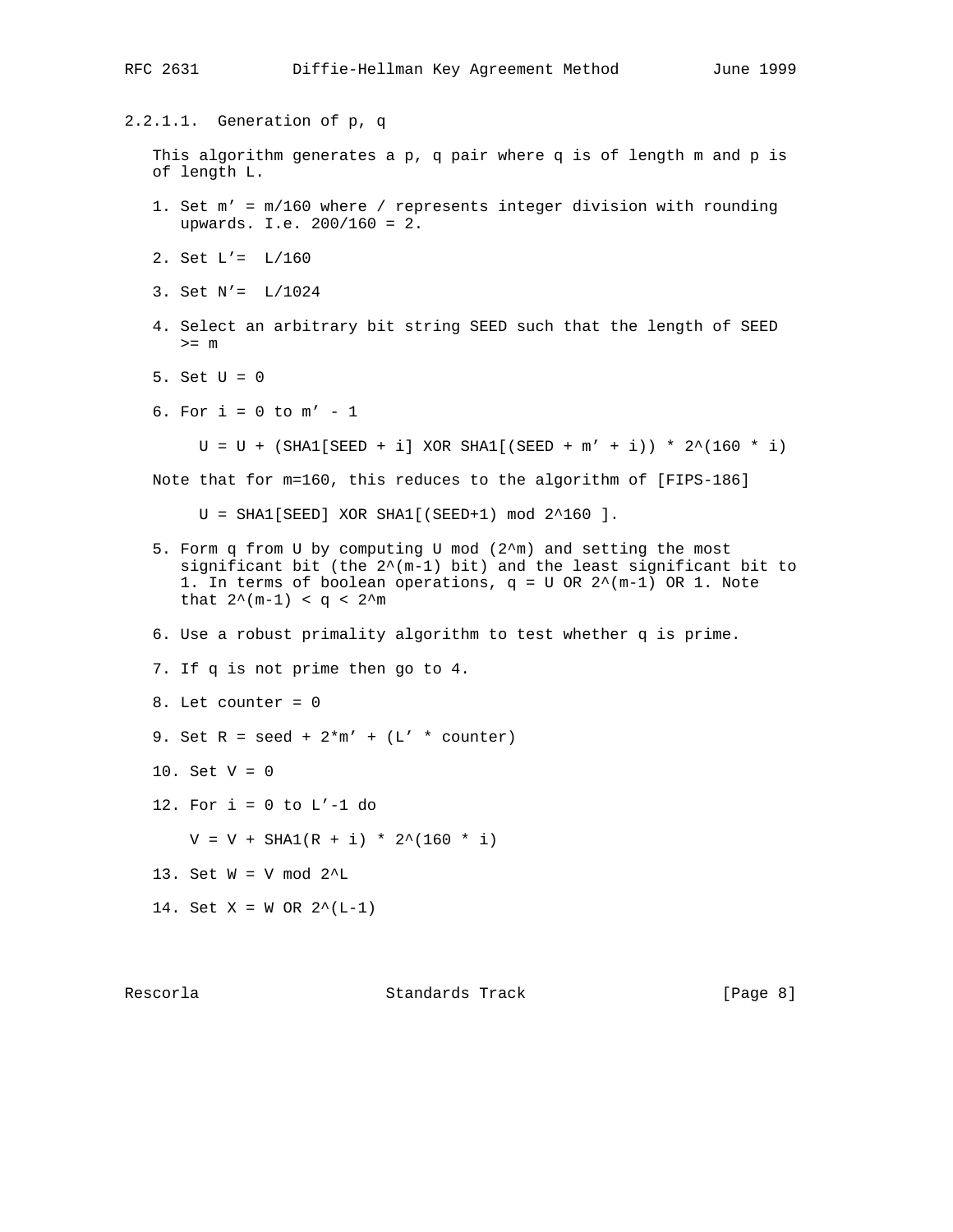### 2.2.1.1. Generation of p, q

This algorithm generates a p, q pair where q is of length m and p is of length L.

1. Set m' = m/160 where / represents integer division with rounding upwards. I.e. 200/160 = 2.

2. Set L'= L/160

3. Set N'= L/1024

4. Select an arbitrary bit string SEED such that the length of SEED >= m

5. Set U = 0

6. For i = 0 to m' - 1

   U = U + (SHA1[SEED + i] XOR SHA1[(SEED + m' + i)) * 2^(160 * i)

Note that for m=160, this reduces to the algorithm of [FIPS-186]

   U = SHA1[SEED] XOR SHA1[(SEED+1) mod 2^160 ].

5. Form q from U by computing U mod (2^m) and setting the most significant bit (the 2^(m-1) bit) and the least significant bit to 1. In terms of boolean operations, q = U OR 2^(m-1) OR 1. Note that 2^(m-1) < q < 2^m

6. Use a robust primality algorithm to test whether q is prime.

7. If q is not prime then go to 4.

8. Let counter = 0

9. Set R = seed + 2*m' + (L' * counter)

10. Set V = 0

12. For i = 0 to L'-1 do

    V = V + SHA1(R + i) * 2^(160 * i)

13. Set W = V mod 2^L

14. Set X = W OR 2^(L-1)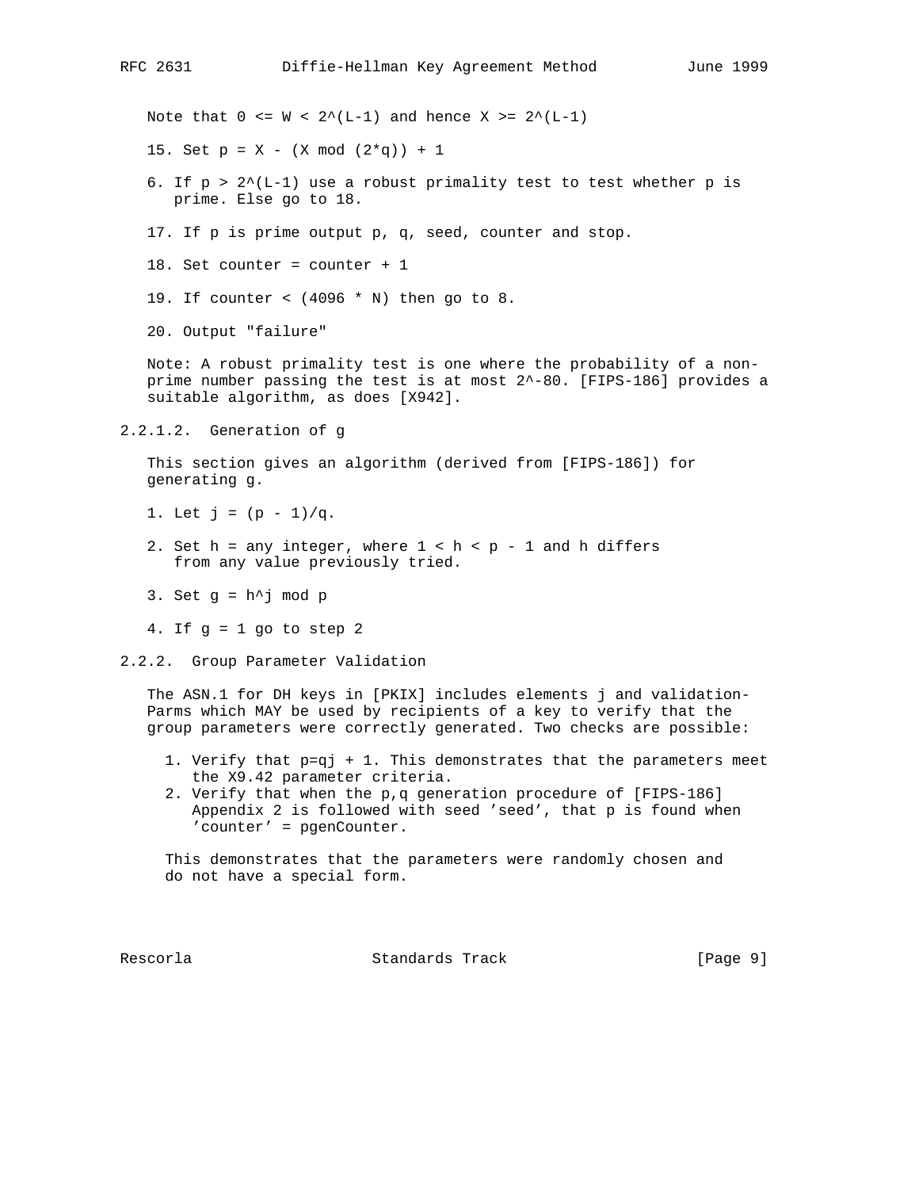Note that $0 <= W < 2^{(L-1)}$ and hence $X >= 2^{(L-1)}$

15. Set $p = X - (X \bmod (2*q)) + 1$

6. If $p > 2^{(L-1)}$ use a robust primality test to test whether p is prime. Else go to 18.

17. If p is prime output p, q, seed, counter and stop.

18. Set counter = counter + 1

19. If counter < (4096 * N) then go to 8.

20. Output "failure"

Note: A robust primality test is one where the probability of a non-prime number passing the test is at most $2^{-80}$. [FIPS-186] provides a suitable algorithm, as does [X942].

#### 2.2.1.2. Generation of g

This section gives an algorithm (derived from [FIPS-186]) for generating g.

1. Let $j = (p - 1)/q$.

2. Set h = any integer, where $1 < h < p - 1$ and h differs from any value previously tried.

3. Set $g = h^j \bmod p$

4. If g = 1 go to step 2

### 2.2.2. Group Parameter Validation

The ASN.1 for DH keys in [PKIX] includes elements j and validation-Parms which MAY be used by recipients of a key to verify that the group parameters were correctly generated. Two checks are possible:

1. Verify that $p=qj + 1$. This demonstrates that the parameters meet the X9.42 parameter criteria.
2. Verify that when the p,q generation procedure of [FIPS-186] Appendix 2 is followed with seed 'seed', that p is found when 'counter' = pgenCounter.

This demonstrates that the parameters were randomly chosen and do not have a special form.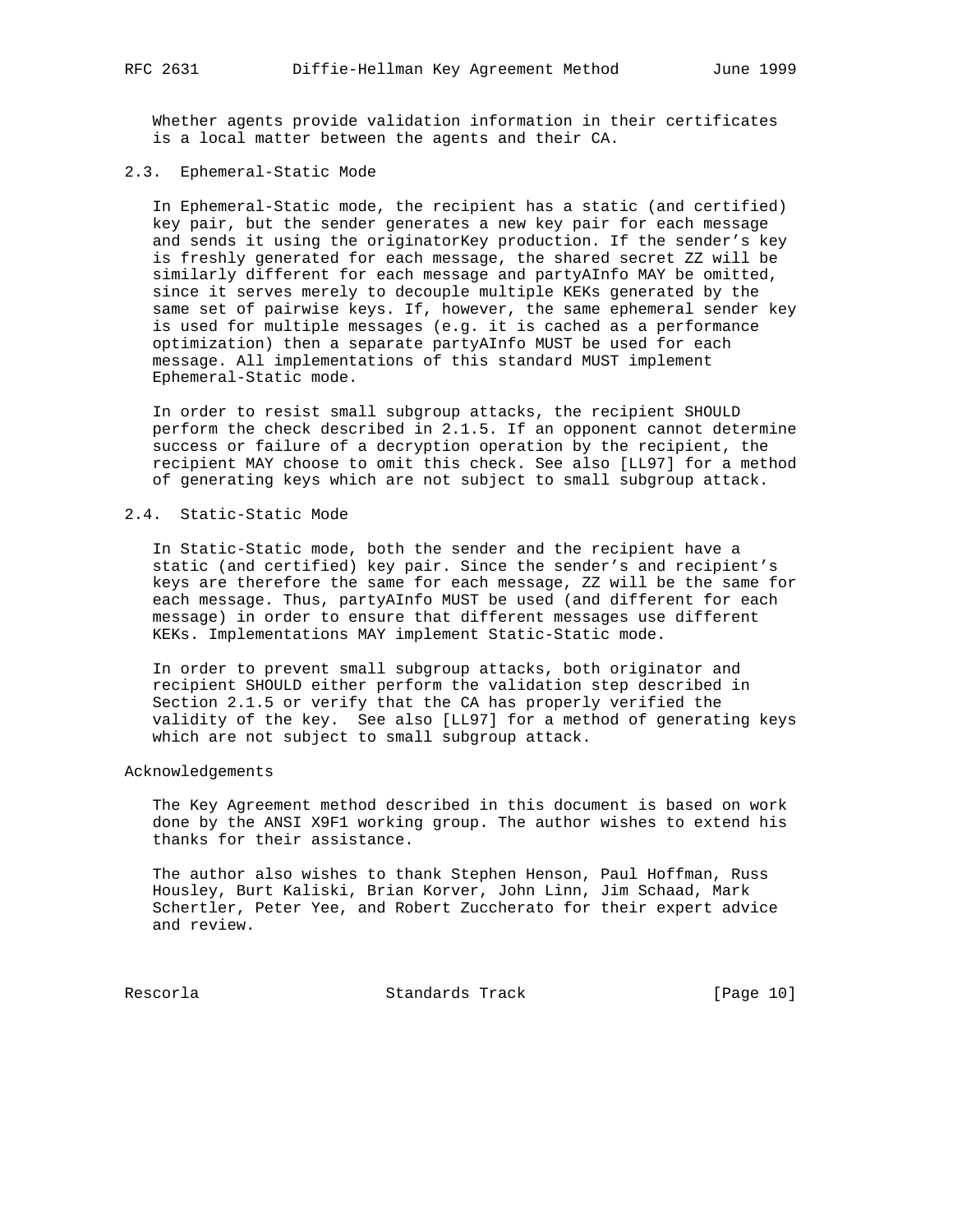Whether agents provide validation information in their certificates is a local matter between the agents and their CA.

### 2.3. Ephemeral-Static Mode

In Ephemeral-Static mode, the recipient has a static (and certified) key pair, but the sender generates a new key pair for each message and sends it using the originatorKey production. If the sender's key is freshly generated for each message, the shared secret ZZ will be similarly different for each message and partyAInfo MAY be omitted, since it serves merely to decouple multiple KEKs generated by the same set of pairwise keys. If, however, the same ephemeral sender key is used for multiple messages (e.g. it is cached as a performance optimization) then a separate partyAInfo MUST be used for each message. All implementations of this standard MUST implement Ephemeral-Static mode.

In order to resist small subgroup attacks, the recipient SHOULD perform the check described in 2.1.5. If an opponent cannot determine success or failure of a decryption operation by the recipient, the recipient MAY choose to omit this check. See also [LL97] for a method of generating keys which are not subject to small subgroup attack.

### 2.4. Static-Static Mode

In Static-Static mode, both the sender and the recipient have a static (and certified) key pair. Since the sender's and recipient's keys are therefore the same for each message, ZZ will be the same for each message. Thus, partyAInfo MUST be used (and different for each message) in order to ensure that different messages use different KEKs. Implementations MAY implement Static-Static mode.

In order to prevent small subgroup attacks, both originator and recipient SHOULD either perform the validation step described in Section 2.1.5 or verify that the CA has properly verified the validity of the key. See also [LL97] for a method of generating keys which are not subject to small subgroup attack.

## Acknowledgements

The Key Agreement method described in this document is based on work done by the ANSI X9F1 working group. The author wishes to extend his thanks for their assistance.

The author also wishes to thank Stephen Henson, Paul Hoffman, Russ Housley, Burt Kaliski, Brian Korver, John Linn, Jim Schaad, Mark Schertler, Peter Yee, and Robert Zuccherato for their expert advice and review.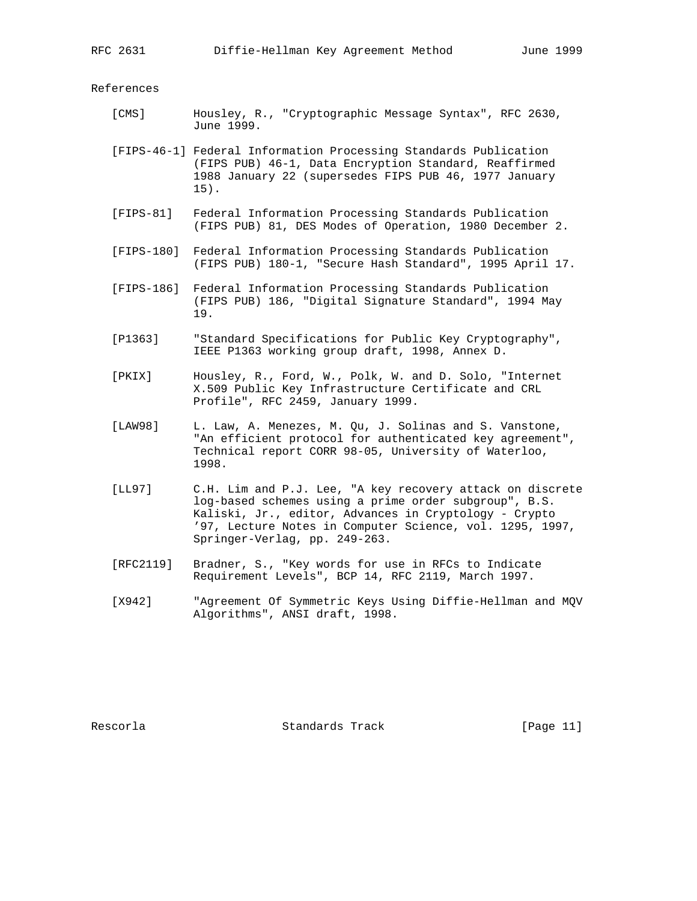## References

[CMS] Housley, R., "Cryptographic Message Syntax", RFC 2630, June 1999.

[FIPS-46-1] Federal Information Processing Standards Publication (FIPS PUB) 46-1, Data Encryption Standard, Reaffirmed 1988 January 22 (supersedes FIPS PUB 46, 1977 January 15).

[FIPS-81] Federal Information Processing Standards Publication (FIPS PUB) 81, DES Modes of Operation, 1980 December 2.

[FIPS-180] Federal Information Processing Standards Publication (FIPS PUB) 180-1, "Secure Hash Standard", 1995 April 17.

[FIPS-186] Federal Information Processing Standards Publication (FIPS PUB) 186, "Digital Signature Standard", 1994 May 19.

[P1363] "Standard Specifications for Public Key Cryptography", IEEE P1363 working group draft, 1998, Annex D.

[PKIX] Housley, R., Ford, W., Polk, W. and D. Solo, "Internet X.509 Public Key Infrastructure Certificate and CRL Profile", RFC 2459, January 1999.

[LAW98] L. Law, A. Menezes, M. Qu, J. Solinas and S. Vanstone, "An efficient protocol for authenticated key agreement", Technical report CORR 98-05, University of Waterloo, 1998.

[LL97] C.H. Lim and P.J. Lee, "A key recovery attack on discrete log-based schemes using a prime order subgroup", B.S. Kaliski, Jr., editor, Advances in Cryptology - Crypto '97, Lecture Notes in Computer Science, vol. 1295, 1997, Springer-Verlag, pp. 249-263.

[RFC2119] Bradner, S., "Key words for use in RFCs to Indicate Requirement Levels", BCP 14, RFC 2119, March 1997.

[X942] "Agreement Of Symmetric Keys Using Diffie-Hellman and MQV Algorithms", ANSI draft, 1998.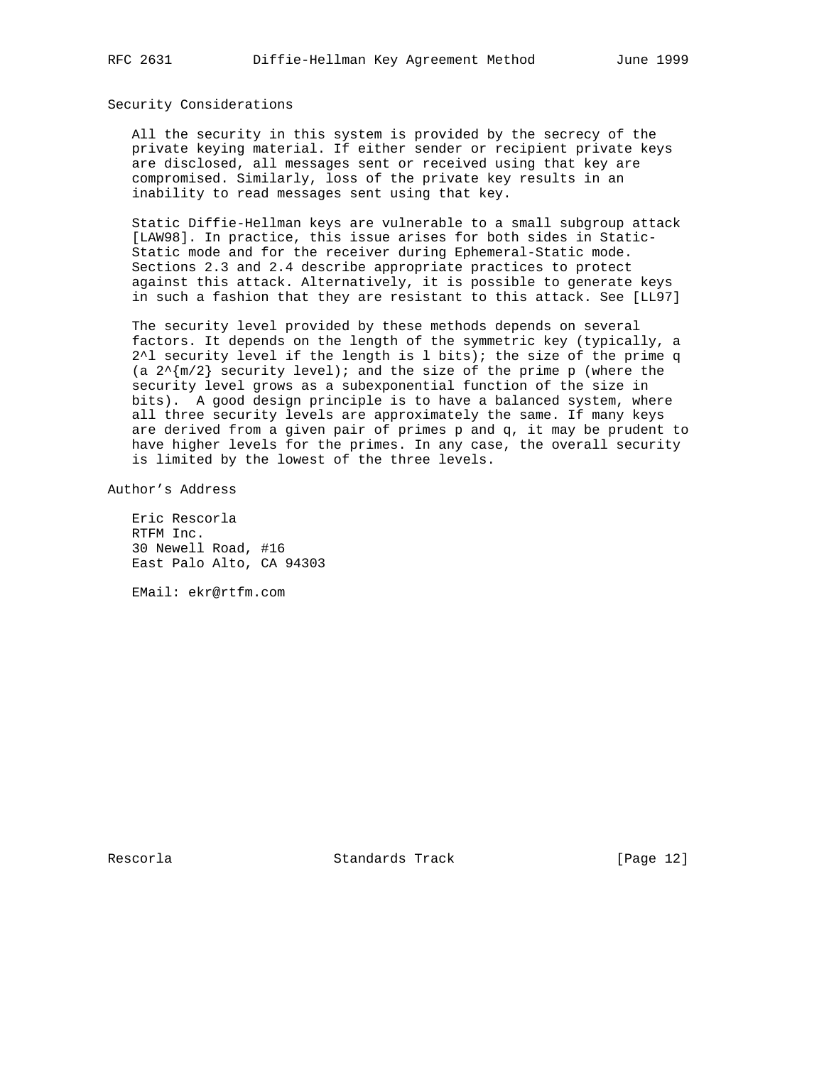## Security Considerations

All the security in this system is provided by the secrecy of the private keying material. If either sender or recipient private keys are disclosed, all messages sent or received using that key are compromised. Similarly, loss of the private key results in an inability to read messages sent using that key.

Static Diffie-Hellman keys are vulnerable to a small subgroup attack [LAW98]. In practice, this issue arises for both sides in Static-Static mode and for the receiver during Ephemeral-Static mode. Sections 2.3 and 2.4 describe appropriate practices to protect against this attack. Alternatively, it is possible to generate keys in such a fashion that they are resistant to this attack. See [LL97]

The security level provided by these methods depends on several factors. It depends on the length of the symmetric key (typically, a $2^l$ security level if the length is l bits); the size of the prime q (a $2^{m/2}$ security level); and the size of the prime p (where the security level grows as a subexponential function of the size in bits). A good design principle is to have a balanced system, where all three security levels are approximately the same. If many keys are derived from a given pair of primes p and q, it may be prudent to have higher levels for the primes. In any case, the overall security is limited by the lowest of the three levels.

## Author's Address

Eric Rescorla
RTFM Inc.
30 Newell Road, #16
East Palo Alto, CA 94303

EMail: ekr@rtfm.com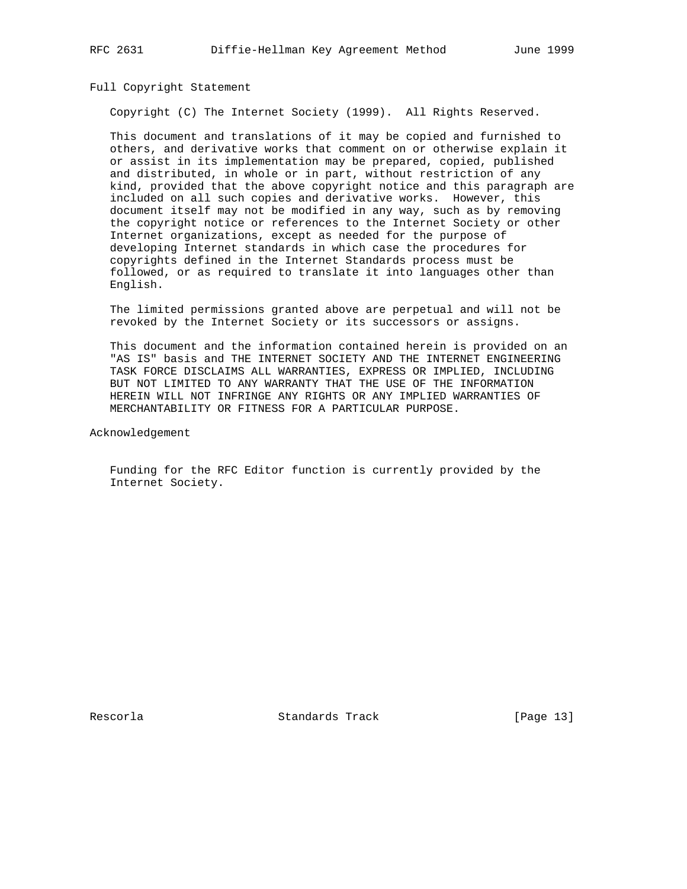## Full Copyright Statement

Copyright (C) The Internet Society (1999). All Rights Reserved.

This document and translations of it may be copied and furnished to others, and derivative works that comment on or otherwise explain it or assist in its implementation may be prepared, copied, published and distributed, in whole or in part, without restriction of any kind, provided that the above copyright notice and this paragraph are included on all such copies and derivative works. However, this document itself may not be modified in any way, such as by removing the copyright notice or references to the Internet Society or other Internet organizations, except as needed for the purpose of developing Internet standards in which case the procedures for copyrights defined in the Internet Standards process must be followed, or as required to translate it into languages other than English.

The limited permissions granted above are perpetual and will not be revoked by the Internet Society or its successors or assigns.

This document and the information contained herein is provided on an "AS IS" basis and THE INTERNET SOCIETY AND THE INTERNET ENGINEERING TASK FORCE DISCLAIMS ALL WARRANTIES, EXPRESS OR IMPLIED, INCLUDING BUT NOT LIMITED TO ANY WARRANTY THAT THE USE OF THE INFORMATION HEREIN WILL NOT INFRINGE ANY RIGHTS OR ANY IMPLIED WARRANTIES OF MERCHANTABILITY OR FITNESS FOR A PARTICULAR PURPOSE.

## Acknowledgement

Funding for the RFC Editor function is currently provided by the Internet Society.